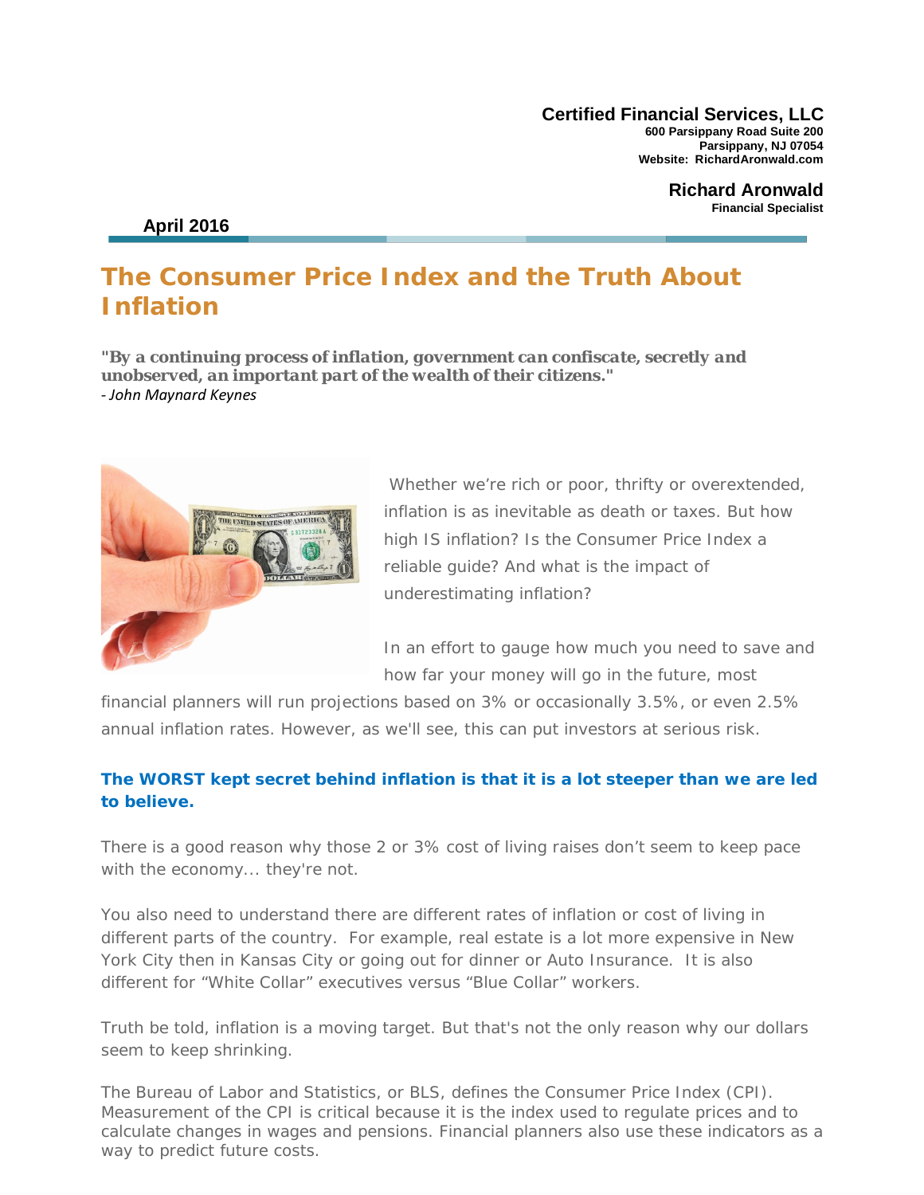**Certified Financial Services, LLC**
**600 Parsippany Road Suite 200**
**Parsippany, NJ 07054**
**Website: RichardAronwald.com**

**Richard Aronwald**
**Financial Specialist**

**April 2016**

# The Consumer Price Index and the Truth About Inflation

***"By a continuing process of inflation, government can confiscate, secretly and unobserved, an important part of the wealth of their citizens."***
*- John Maynard Keynes*

Whether we're rich or poor, thrifty or overextended, inflation is as inevitable as death or taxes. But how high IS inflation? Is the Consumer Price Index a reliable guide? And what is the impact of underestimating inflation?

In an effort to gauge how much you need to save and how far your money will go in the future, most financial planners will run projections based on 3% or occasionally 3.5%, or even 2.5% annual inflation rates. However, as we'll see, this can put investors at serious risk.

**The WORST kept secret behind inflation is that it is a lot steeper than we are led to believe.**

There is a good reason why those 2 or 3% cost of living raises don't seem to keep pace with the economy... they're not.

You also need to understand there are different rates of inflation or cost of living in different parts of the country. For example, real estate is a lot more expensive in New York City then in Kansas City or going out for dinner or Auto Insurance. It is also different for "White Collar" executives versus "Blue Collar" workers.

Truth be told, inflation is a moving target. But that's not the only reason why our dollars seem to keep shrinking.

The Bureau of Labor and Statistics, or BLS, defines the Consumer Price Index (CPI). Measurement of the CPI is critical because it is the index used to regulate prices and to calculate changes in wages and pensions. Financial planners also use these indicators as a way to predict future costs.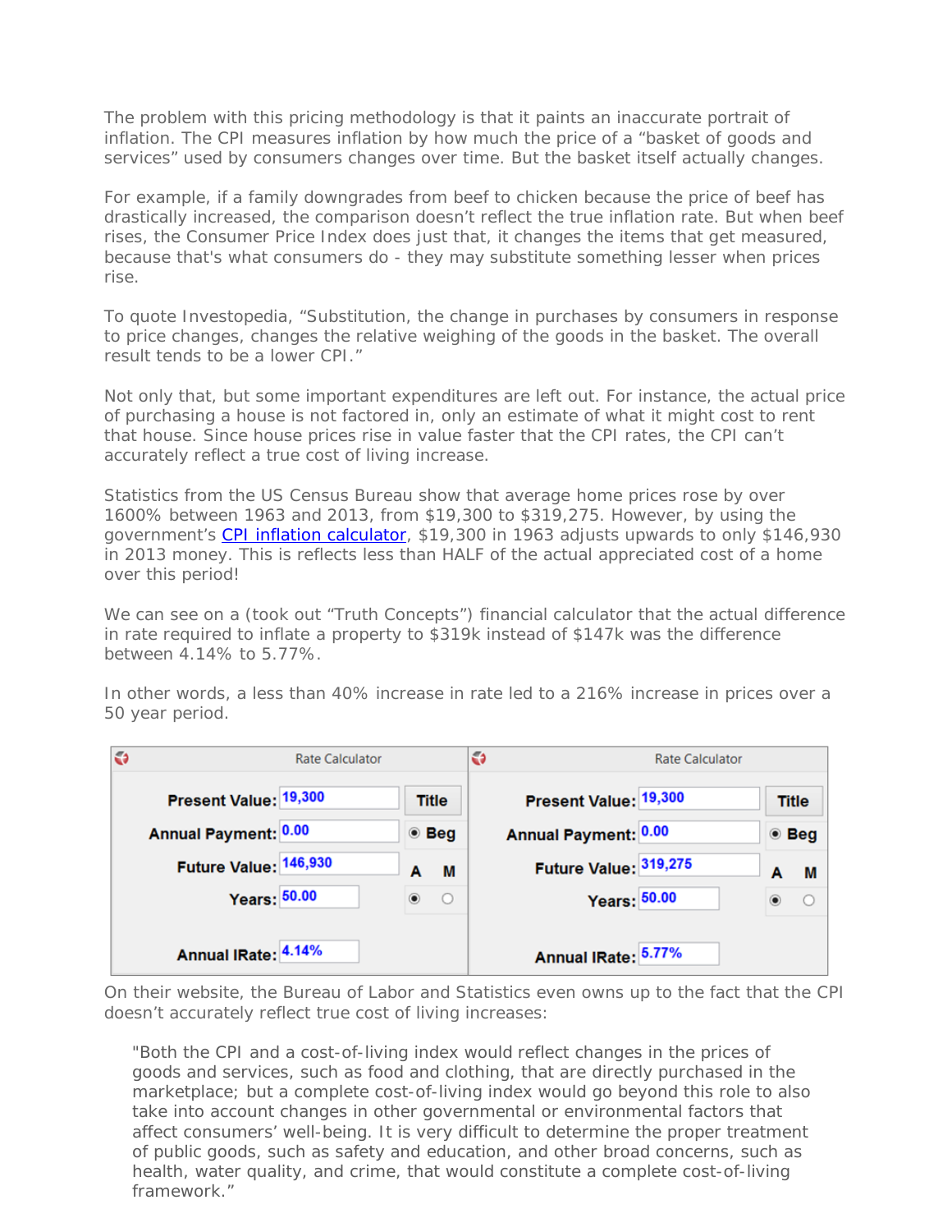The problem with this pricing methodology is that it paints an inaccurate portrait of inflation. The CPI measures inflation by how much the price of a "basket of goods and services" used by consumers changes over time. But the basket itself actually changes.

For example, if a family downgrades from beef to chicken because the price of beef has drastically increased, the comparison doesn't reflect the true inflation rate. But when beef rises, the Consumer Price Index does just that, it changes the items that get measured, because that's what consumers do - they may substitute something lesser when prices rise.

To quote Investopedia, "Substitution, the change in purchases by consumers in response to price changes, changes the relative weighing of the goods in the basket. The overall result tends to be a lower CPI."

Not only that, but some important expenditures are left out. For instance, the actual price of purchasing a house is not factored in, only an estimate of what it might cost to rent that house. Since house prices rise in value faster that the CPI rates, the CPI can't accurately reflect a true cost of living increase.

Statistics from the US Census Bureau show that average home prices rose by over 1600% between 1963 and 2013, from $19,300 to $319,275. However, by using the government's [CPI inflation calculator](), $19,300 in 1963 adjusts upwards to only $146,930 in 2013 money. This is reflects less than HALF of the actual appreciated cost of a home over this period!

We can see on a (took out "Truth Concepts") financial calculator that the actual difference in rate required to inflate a property to $319k instead of $147k was the difference between 4.14% to 5.77%.

In other words, a less than 40% increase in rate led to a 216% increase in prices over a 50 year period.

| Rate Calculator | | Rate Calculator | |
|---|---|---|---|
| Present Value: | 19,300 | Present Value: | 19,300 |
| Annual Payment: | 0.00 | Annual Payment: | 0.00 |
| Future Value: | 146,930 | Future Value: | 319,275 |
| Years: | 50.00 | Years: | 50.00 |
| Annual IRate: | 4.14% | Annual IRate: | 5.77% |

On their website, the Bureau of Labor and Statistics even owns up to the fact that the CPI doesn't accurately reflect true cost of living increases:

> "Both the CPI and a cost-of-living index would reflect changes in the prices of goods and services, such as food and clothing, that are directly purchased in the marketplace; but a complete cost-of-living index would go beyond this role to also take into account changes in other governmental or environmental factors that affect consumers' well-being. It is very difficult to determine the proper treatment of public goods, such as safety and education, and other broad concerns, such as health, water quality, and crime, that would constitute a complete cost-of-living framework."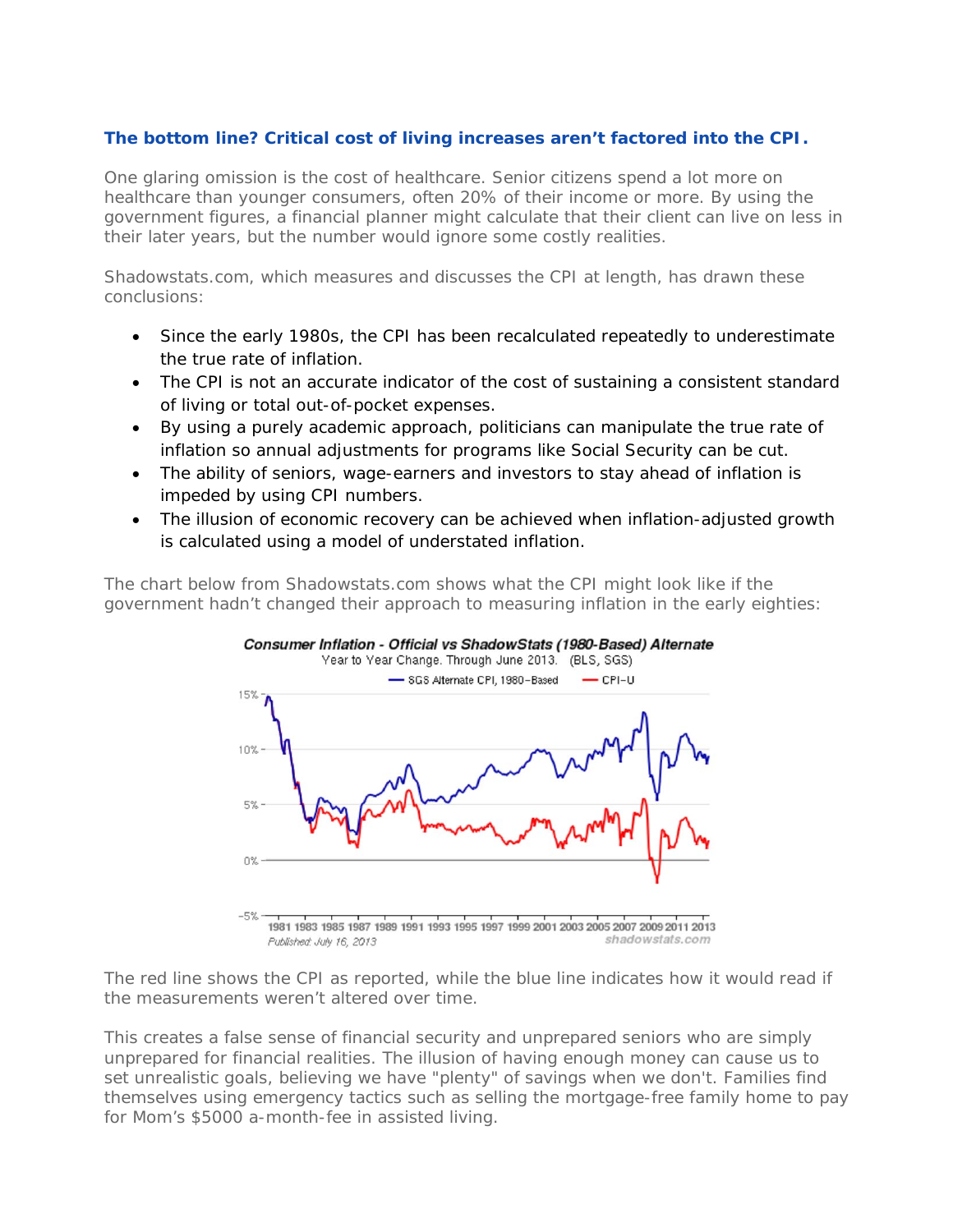### The bottom line? Critical cost of living increases aren't factored into the CPI.

One glaring omission is the cost of healthcare. Senior citizens spend a lot more on healthcare than younger consumers, often 20% of their income or more. By using the government figures, a financial planner might calculate that their client can live on less in their later years, but the number would ignore some costly realities.

Shadowstats.com, which measures and discusses the CPI at length, has drawn these conclusions:

- Since the early 1980s, the CPI has been recalculated repeatedly to underestimate the true rate of inflation.
- The CPI is not an accurate indicator of the cost of sustaining a consistent standard of living or total out-of-pocket expenses.
- By using a purely academic approach, politicians can manipulate the true rate of inflation so annual adjustments for programs like Social Security can be cut.
- The ability of seniors, wage-earners and investors to stay ahead of inflation is impeded by using CPI numbers.
- The illusion of economic recovery can be achieved when inflation-adjusted growth is calculated using a model of understated inflation.

The chart below from Shadowstats.com shows what the CPI might look like if the government hadn't changed their approach to measuring inflation in the early eighties:

**Consumer Inflation - Official vs ShadowStats (1980-Based) Alternate**
Year to Year Change. Through June 2013. (BLS, SGS)
— SGS Alternate CPI, 1980-Based — CPI-U

*Published July 16, 2013* shadowstats.com

The red line shows the CPI as reported, while the blue line indicates how it would read if the measurements weren't altered over time.

This creates a false sense of financial security and unprepared seniors who are simply unprepared for financial realities. The illusion of having enough money can cause us to set unrealistic goals, believing we have "plenty" of savings when we don't. Families find themselves using emergency tactics such as selling the mortgage-free family home to pay for Mom's $5000 a-month-fee in assisted living.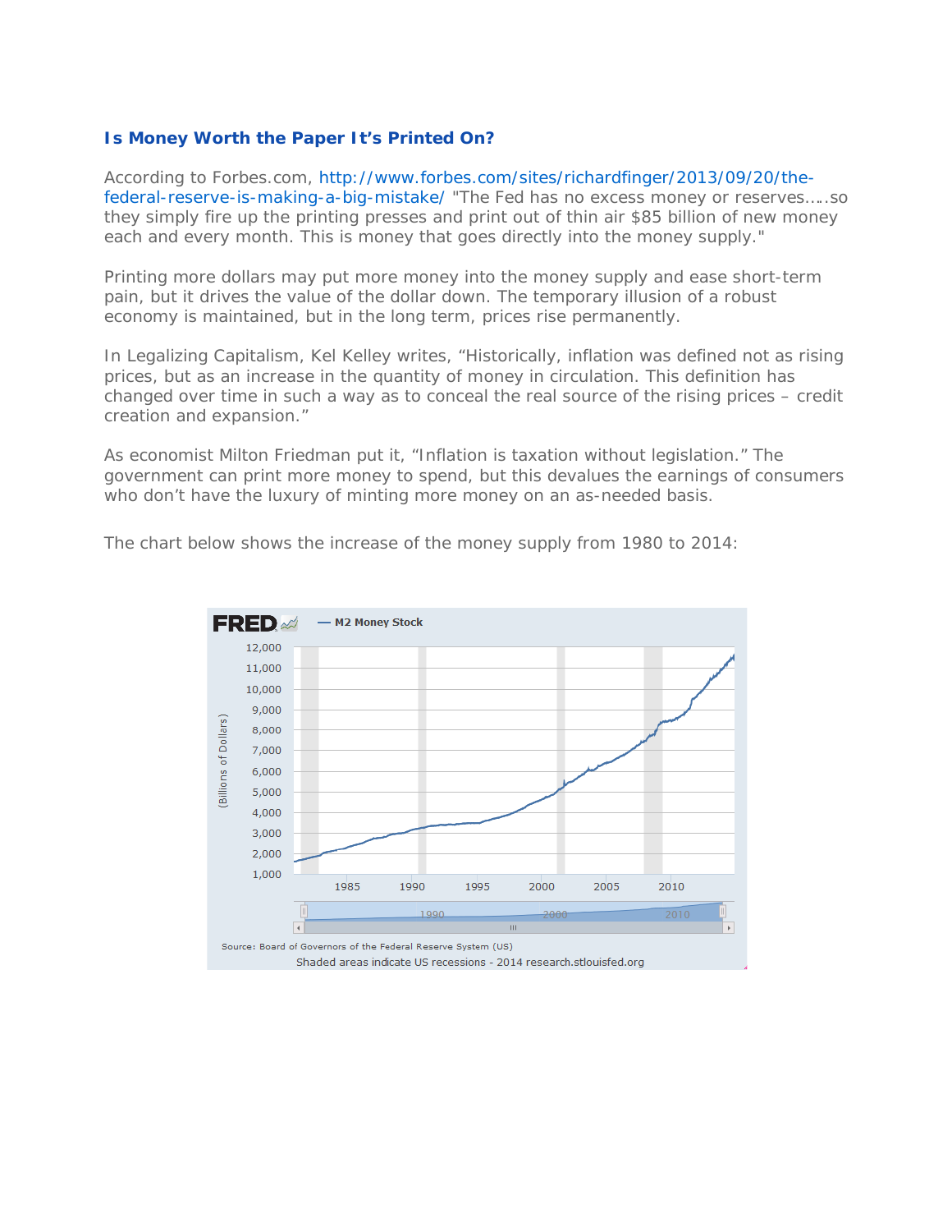## Is Money Worth the Paper It's Printed On?

According to Forbes.com, http://www.forbes.com/sites/richardfinger/2013/09/20/the-federal-reserve-is-making-a-big-mistake/ "The Fed has no excess money or reserves…..so they simply fire up the printing presses and print out of thin air $85 billion of new money each and every month. This is money that goes directly into the money supply."

Printing more dollars may put more money into the money supply and ease short-term pain, but it drives the value of the dollar down. The temporary illusion of a robust economy is maintained, but in the long term, prices rise permanently.

In Legalizing Capitalism, Kel Kelley writes, "Historically, inflation was defined not as rising prices, but as an increase in the quantity of money in circulation. This definition has changed over time in such a way as to conceal the real source of the rising prices – credit creation and expansion."

As economist Milton Friedman put it, "Inflation is taxation without legislation." The government can print more money to spend, but this devalues the earnings of consumers who don't have the luxury of minting more money on an as-needed basis.

The chart below shows the increase of the money supply from 1980 to 2014:

FRED — M2 Money Stock

(Billions of Dollars)

Source: Board of Governors of the Federal Reserve System (US)

Shaded areas indicate US recessions - 2014 research.stlouisfed.org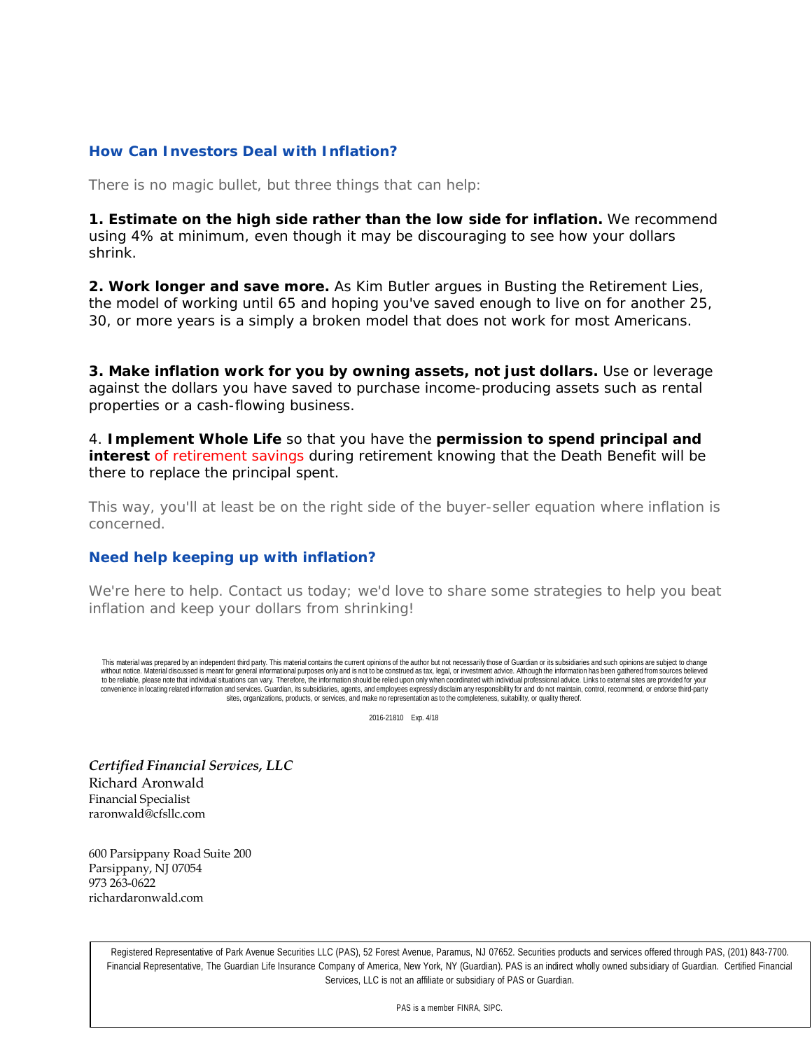## How Can Investors Deal with Inflation?

There is no magic bullet, but three things that can help:

**1. Estimate on the high side rather than the low side for inflation.** We recommend using 4% at minimum, even though it may be discouraging to see how your dollars shrink.

**2. Work longer and save more.** As Kim Butler argues in Busting the Retirement Lies, the model of working until 65 and hoping you've saved enough to live on for another 25, 30, or more years is a simply a broken model that does not work for most Americans.

**3. Make inflation work for you by owning assets, not just dollars.** Use or leverage against the dollars you have saved to purchase income-producing assets such as rental properties or a cash-flowing business.

4. **Implement Whole Life** so that you have the **permission to spend principal and interest** of retirement savings during retirement knowing that the Death Benefit will be there to replace the principal spent.

This way, you'll at least be on the right side of the buyer-seller equation where inflation is concerned.

## Need help keeping up with inflation?

We're here to help. Contact us today; we'd love to share some strategies to help you beat inflation and keep your dollars from shrinking!

This material was prepared by an independent third party. This material contains the current opinions of the author but not necessarily those of Guardian or its subsidiaries and such opinions are subject to change without notice. Material discussed is meant for general informational purposes only and is not to be construed as tax, legal, or investment advice. Although the information has been gathered from sources believed to be reliable, please note that individual situations can vary. Therefore, the information should be relied upon only when coordinated with individual professional advice. Links to external sites are provided for your convenience in locating related information and services. Guardian, its subsidiaries, agents, and employees expressly disclaim any responsibility for and do not maintain, control, recommend, or endorse third-party sites, organizations, products, or services, and make no representation as to the completeness, suitability, or quality thereof.

2016-21810 Exp. 4/18

*Certified Financial Services, LLC*
Richard Aronwald
Financial Specialist
raronwald@cfsllc.com

600 Parsippany Road Suite 200
Parsippany, NJ 07054
973 263-0622
richardaronwald.com

Registered Representative of Park Avenue Securities LLC (PAS), 52 Forest Avenue, Paramus, NJ 07652. Securities products and services offered through PAS, (201) 843-7700. Financial Representative, The Guardian Life Insurance Company of America, New York, NY (Guardian). PAS is an indirect wholly owned subsidiary of Guardian. Certified Financial Services, LLC is not an affiliate or subsidiary of PAS or Guardian.

PAS is a member FINRA, SIPC.